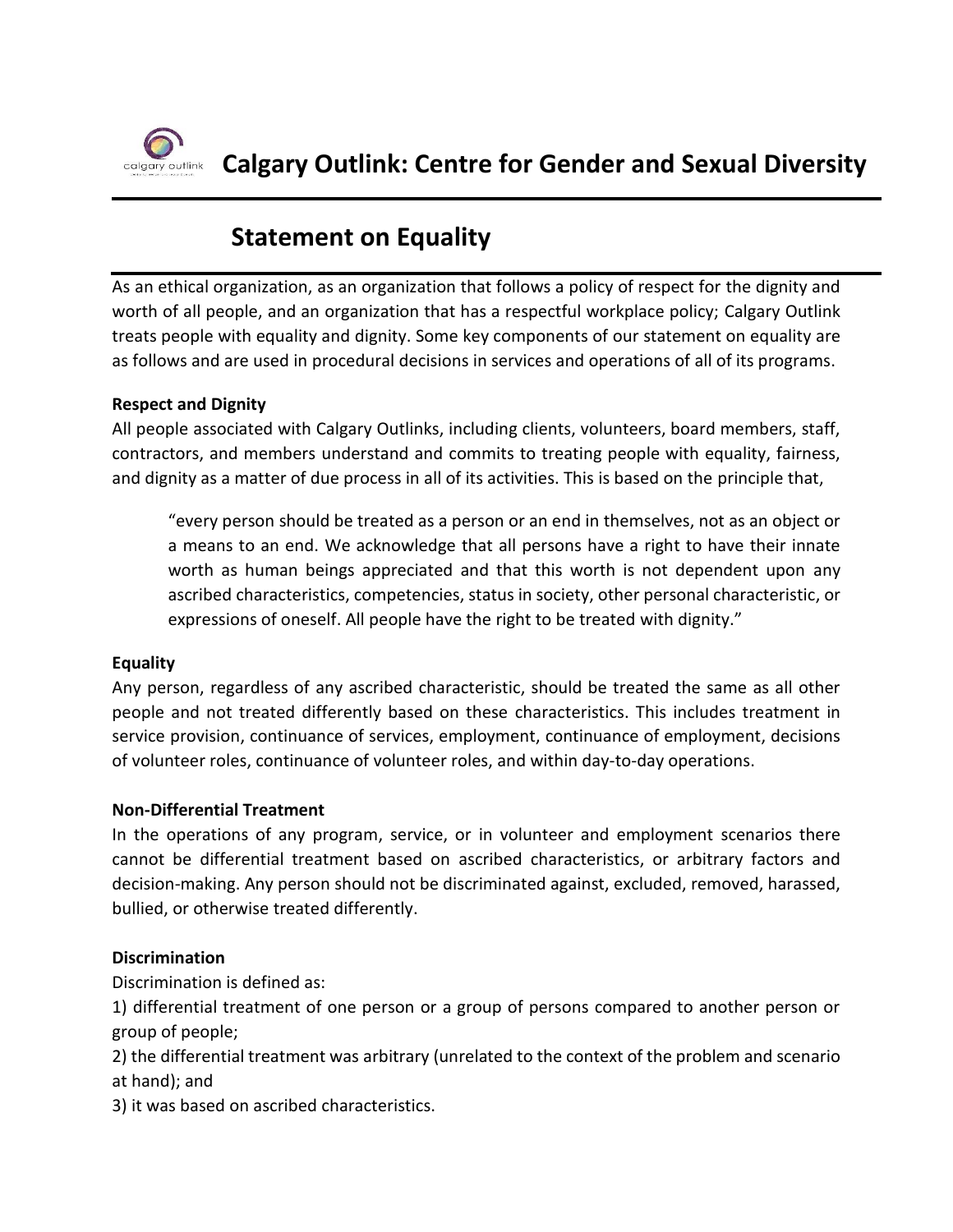# Calgary Outlink: Centre for Gender and Sexual Diversity

## Statement on Equality

As an ethical organization, as an organization that follows a policy of respect for the dignity and worth of all people, and an organization that has a respectful workplace policy; Calgary Outlink treats people with equality and dignity. Some key components of our statement on equality are as follows and are used in procedural decisions in services and operations of all of its programs.

**Respect and Dignity**

All people associated with Calgary Outlinks, including clients, volunteers, board members, staff, contractors, and members understand and commits to treating people with equality, fairness, and dignity as a matter of due process in all of its activities. This is based on the principle that,

> "every person should be treated as a person or an end in themselves, not as an object or a means to an end. We acknowledge that all persons have a right to have their innate worth as human beings appreciated and that this worth is not dependent upon any ascribed characteristics, competencies, status in society, other personal characteristic, or expressions of oneself. All people have the right to be treated with dignity."

**Equality**

Any person, regardless of any ascribed characteristic, should be treated the same as all other people and not treated differently based on these characteristics. This includes treatment in service provision, continuance of services, employment, continuance of employment, decisions of volunteer roles, continuance of volunteer roles, and within day-to-day operations.

**Non-Differential Treatment**

In the operations of any program, service, or in volunteer and employment scenarios there cannot be differential treatment based on ascribed characteristics, or arbitrary factors and decision-making. Any person should not be discriminated against, excluded, removed, harassed, bullied, or otherwise treated differently.

**Discrimination**

Discrimination is defined as:

1) differential treatment of one person or a group of persons compared to another person or group of people;

2) the differential treatment was arbitrary (unrelated to the context of the problem and scenario at hand); and

3) it was based on ascribed characteristics.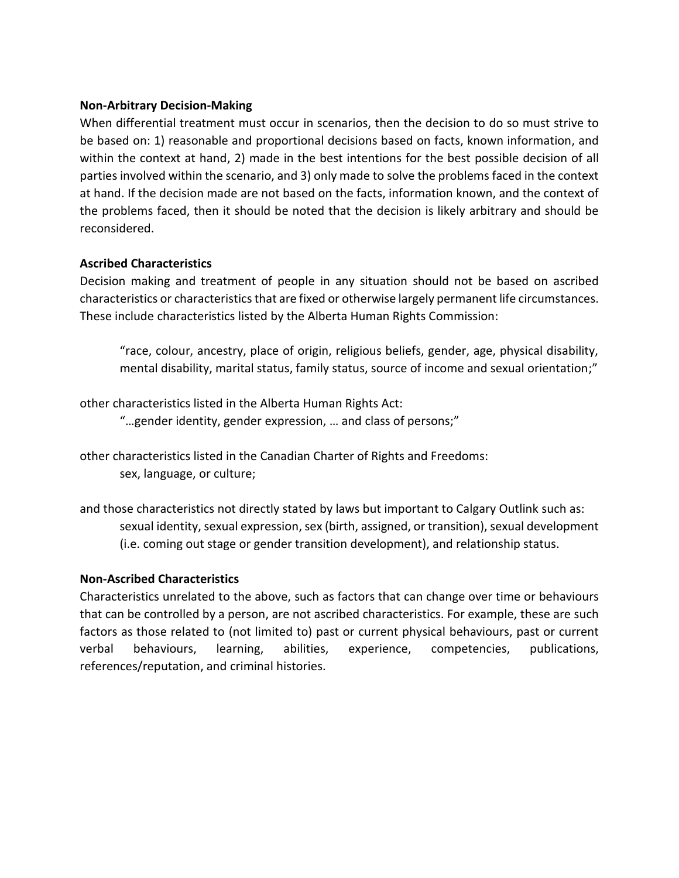**Non-Arbitrary Decision-Making**

When differential treatment must occur in scenarios, then the decision to do so must strive to be based on: 1) reasonable and proportional decisions based on facts, known information, and within the context at hand, 2) made in the best intentions for the best possible decision of all parties involved within the scenario, and 3) only made to solve the problems faced in the context at hand. If the decision made are not based on the facts, information known, and the context of the problems faced, then it should be noted that the decision is likely arbitrary and should be reconsidered.

**Ascribed Characteristics**

Decision making and treatment of people in any situation should not be based on ascribed characteristics or characteristics that are fixed or otherwise largely permanent life circumstances. These include characteristics listed by the Alberta Human Rights Commission:

> "race, colour, ancestry, place of origin, religious beliefs, gender, age, physical disability, mental disability, marital status, family status, source of income and sexual orientation;"

other characteristics listed in the Alberta Human Rights Act:

> "…gender identity, gender expression, … and class of persons;"

other characteristics listed in the Canadian Charter of Rights and Freedoms:

> sex, language, or culture;

and those characteristics not directly stated by laws but important to Calgary Outlink such as:

> sexual identity, sexual expression, sex (birth, assigned, or transition), sexual development (i.e. coming out stage or gender transition development), and relationship status.

**Non-Ascribed Characteristics**

Characteristics unrelated to the above, such as factors that can change over time or behaviours that can be controlled by a person, are not ascribed characteristics. For example, these are such factors as those related to (not limited to) past or current physical behaviours, past or current verbal behaviours, learning, abilities, experience, competencies, publications, references/reputation, and criminal histories.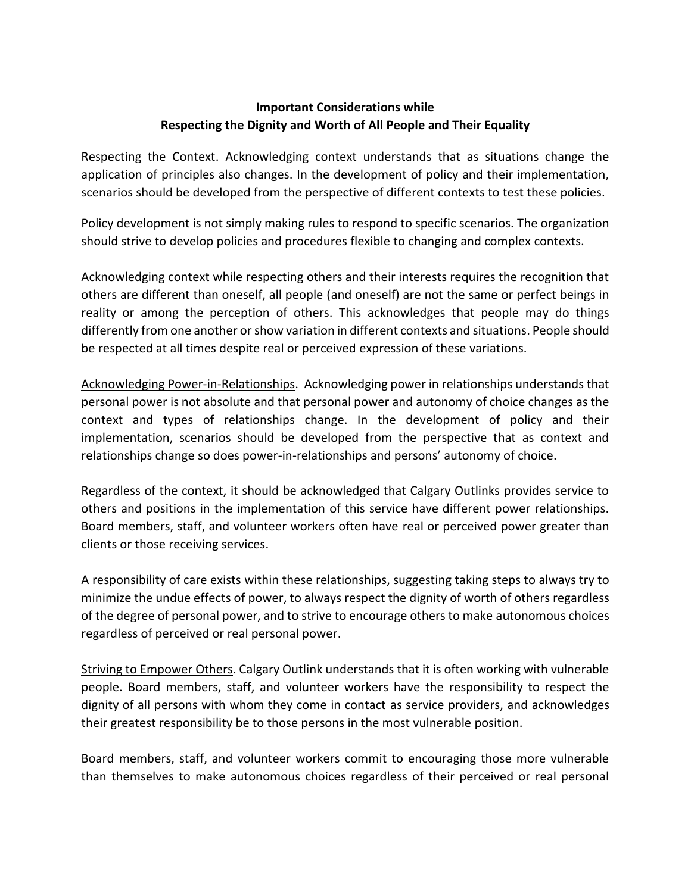**Important Considerations while**
**Respecting the Dignity and Worth of All People and Their Equality**

<u>Respecting the Context</u>. Acknowledging context understands that as situations change the application of principles also changes. In the development of policy and their implementation, scenarios should be developed from the perspective of different contexts to test these policies.

Policy development is not simply making rules to respond to specific scenarios. The organization should strive to develop policies and procedures flexible to changing and complex contexts.

Acknowledging context while respecting others and their interests requires the recognition that others are different than oneself, all people (and oneself) are not the same or perfect beings in reality or among the perception of others. This acknowledges that people may do things differently from one another or show variation in different contexts and situations. People should be respected at all times despite real or perceived expression of these variations.

<u>Acknowledging Power-in-Relationships</u>. Acknowledging power in relationships understands that personal power is not absolute and that personal power and autonomy of choice changes as the context and types of relationships change. In the development of policy and their implementation, scenarios should be developed from the perspective that as context and relationships change so does power-in-relationships and persons' autonomy of choice.

Regardless of the context, it should be acknowledged that Calgary Outlinks provides service to others and positions in the implementation of this service have different power relationships. Board members, staff, and volunteer workers often have real or perceived power greater than clients or those receiving services.

A responsibility of care exists within these relationships, suggesting taking steps to always try to minimize the undue effects of power, to always respect the dignity of worth of others regardless of the degree of personal power, and to strive to encourage others to make autonomous choices regardless of perceived or real personal power.

<u>Striving to Empower Others</u>. Calgary Outlink understands that it is often working with vulnerable people. Board members, staff, and volunteer workers have the responsibility to respect the dignity of all persons with whom they come in contact as service providers, and acknowledges their greatest responsibility be to those persons in the most vulnerable position.

Board members, staff, and volunteer workers commit to encouraging those more vulnerable than themselves to make autonomous choices regardless of their perceived or real personal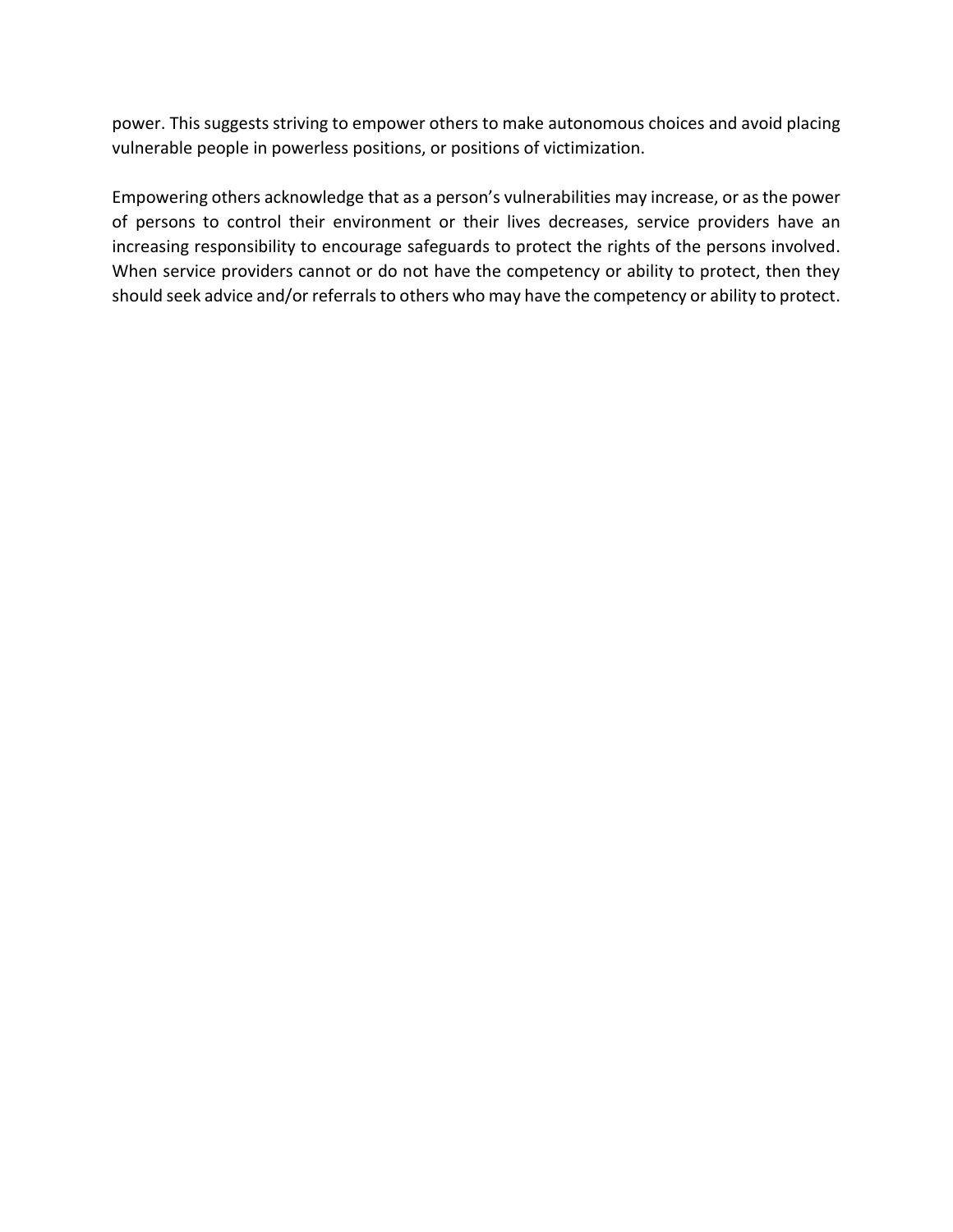power. This suggests striving to empower others to make autonomous choices and avoid placing vulnerable people in powerless positions, or positions of victimization.

Empowering others acknowledge that as a person's vulnerabilities may increase, or as the power of persons to control their environment or their lives decreases, service providers have an increasing responsibility to encourage safeguards to protect the rights of the persons involved. When service providers cannot or do not have the competency or ability to protect, then they should seek advice and/or referrals to others who may have the competency or ability to protect.